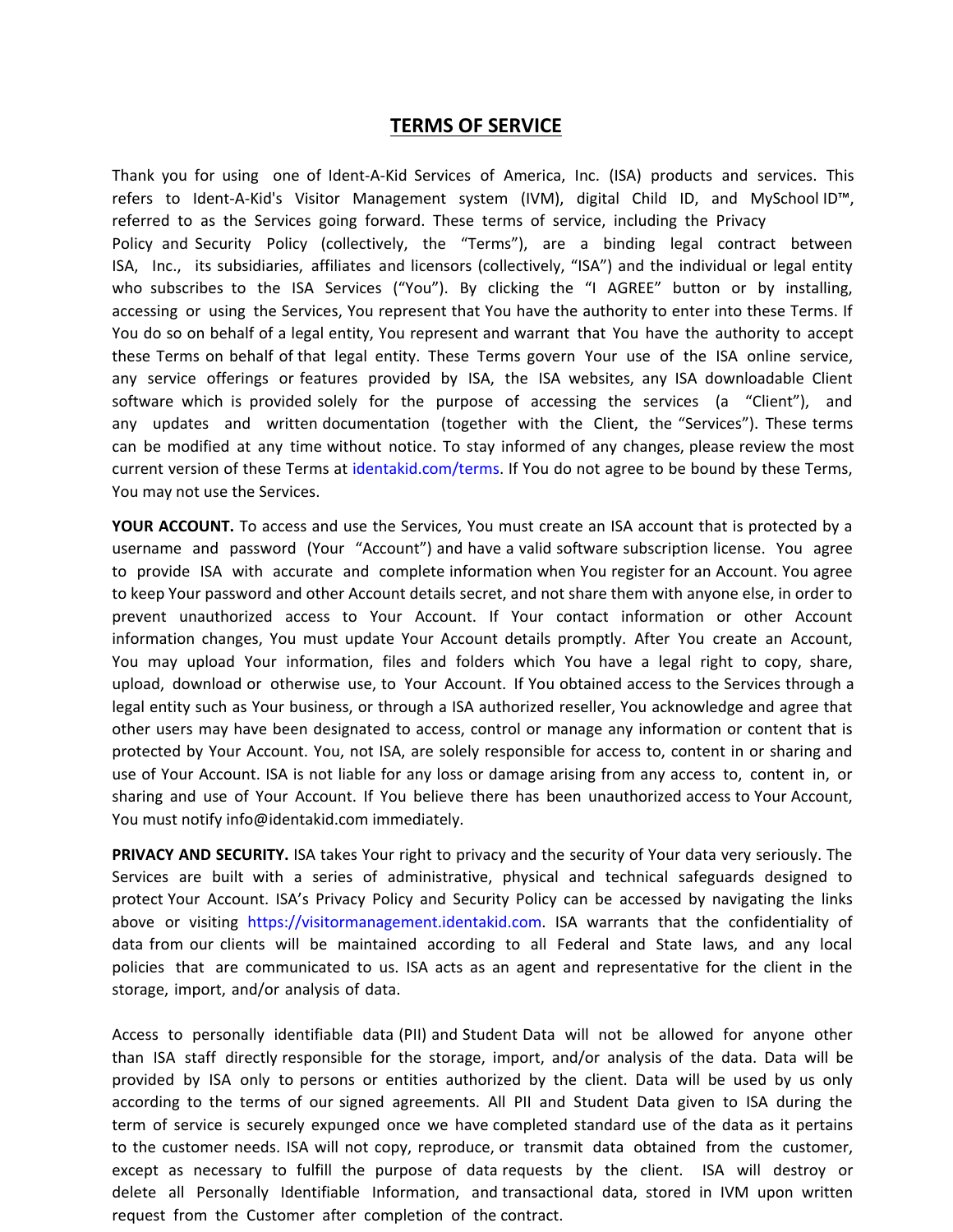# TERMS OF SERVICE

Thank you for using one of Ident-A-Kid Services of America, Inc. (ISA) products and services. This refers to Ident-A-Kid's Visitor Management system (IVM), digital Child ID, and MySchool ID™, referred to as the Services going forward. These terms of service, including the Privacy Policy and Security Policy (collectively, the "Terms"), are a binding legal contract between ISA, Inc., its subsidiaries, affiliates and licensors (collectively, "ISA") and the individual or legal entity who subscribes to the ISA Services ("You"). By clicking the "I AGREE" button or by installing, accessing or using the Services, You represent that You have the authority to enter into these Terms. If You do so on behalf of a legal entity, You represent and warrant that You have the authority to accept these Terms on behalf of that legal entity. These Terms govern Your use of the ISA online service, any service offerings or features provided by ISA, the ISA websites, any ISA downloadable Client software which is provided solely for the purpose of accessing the services (a "Client"), and any updates and written documentation (together with the Client, the "Services"). These terms can be modified at any time without notice. To stay informed of any changes, please review the most current version of these Terms at identakid.com/terms. If You do not agree to be bound by these Terms, You may not use the Services.

**YOUR ACCOUNT.** To access and use the Services, You must create an ISA account that is protected by a username and password (Your "Account") and have a valid software subscription license. You agree to provide ISA with accurate and complete information when You register for an Account. You agree to keep Your password and other Account details secret, and not share them with anyone else, in order to prevent unauthorized access to Your Account. If Your contact information or other Account information changes, You must update Your Account details promptly. After You create an Account, You may upload Your information, files and folders which You have a legal right to copy, share, upload, download or otherwise use, to Your Account. If You obtained access to the Services through a legal entity such as Your business, or through a ISA authorized reseller, You acknowledge and agree that other users may have been designated to access, control or manage any information or content that is protected by Your Account. You, not ISA, are solely responsible for access to, content in or sharing and use of Your Account. ISA is not liable for any loss or damage arising from any access to, content in, or sharing and use of Your Account. If You believe there has been unauthorized access to Your Account, You must notify info@identakid.com immediately.

**PRIVACY AND SECURITY.** ISA takes Your right to privacy and the security of Your data very seriously. The Services are built with a series of administrative, physical and technical safeguards designed to protect Your Account. ISA's Privacy Policy and Security Policy can be accessed by navigating the links above or visiting https://visitormanagement.identakid.com. ISA warrants that the confidentiality of data from our clients will be maintained according to all Federal and State laws, and any local policies that are communicated to us. ISA acts as an agent and representative for the client in the storage, import, and/or analysis of data.

Access to personally identifiable data (PII) and Student Data will not be allowed for anyone other than ISA staff directly responsible for the storage, import, and/or analysis of the data. Data will be provided by ISA only to persons or entities authorized by the client. Data will be used by us only according to the terms of our signed agreements. All PII and Student Data given to ISA during the term of service is securely expunged once we have completed standard use of the data as it pertains to the customer needs. ISA will not copy, reproduce, or transmit data obtained from the customer, except as necessary to fulfill the purpose of data requests by the client. ISA will destroy or delete all Personally Identifiable Information, and transactional data, stored in IVM upon written request from the Customer after completion of the contract.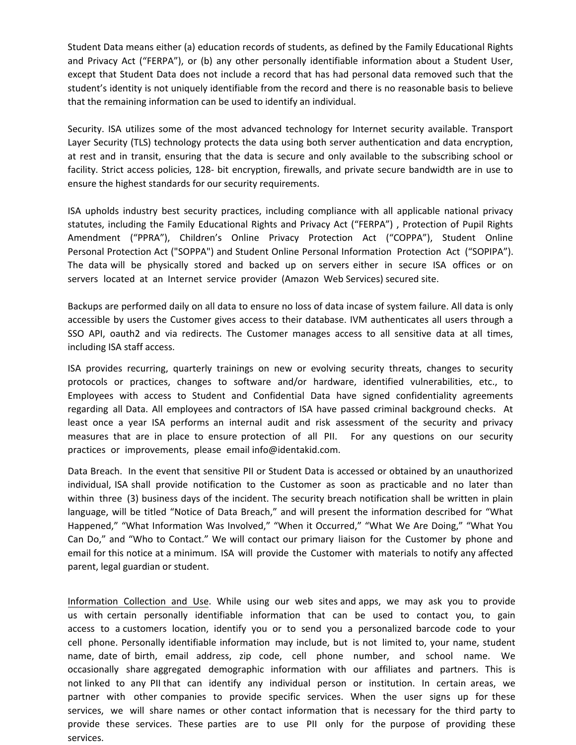Student Data means either (a) education records of students, as defined by the Family Educational Rights and Privacy Act ("FERPA"), or (b) any other personally identifiable information about a Student User, except that Student Data does not include a record that has had personal data removed such that the student's identity is not uniquely identifiable from the record and there is no reasonable basis to believe that the remaining information can be used to identify an individual.

Security. ISA utilizes some of the most advanced technology for Internet security available. Transport Layer Security (TLS) technology protects the data using both server authentication and data encryption, at rest and in transit, ensuring that the data is secure and only available to the subscribing school or facility. Strict access policies, 128- bit encryption, firewalls, and private secure bandwidth are in use to ensure the highest standards for our security requirements.

ISA upholds industry best security practices, including compliance with all applicable national privacy statutes, including the Family Educational Rights and Privacy Act ("FERPA") , Protection of Pupil Rights Amendment ("PPRA"), Children's Online Privacy Protection Act ("COPPA"), Student Online Personal Protection Act ("SOPPA") and Student Online Personal Information Protection Act ("SOPIPA"). The data will be physically stored and backed up on servers either in secure ISA offices or on servers located at an Internet service provider (Amazon Web Services) secured site.

Backups are performed daily on all data to ensure no loss of data incase of system failure. All data is only accessible by users the Customer gives access to their database. IVM authenticates all users through a SSO API, oauth2 and via redirects. The Customer manages access to all sensitive data at all times, including ISA staff access.

ISA provides recurring, quarterly trainings on new or evolving security threats, changes to security protocols or practices, changes to software and/or hardware, identified vulnerabilities, etc., to Employees with access to Student and Confidential Data have signed confidentiality agreements regarding all Data. All employees and contractors of ISA have passed criminal background checks. At least once a year ISA performs an internal audit and risk assessment of the security and privacy measures that are in place to ensure protection of all PII. For any questions on our security practices or improvements, please email info@identakid.com.

Data Breach. In the event that sensitive PII or Student Data is accessed or obtained by an unauthorized individual, ISA shall provide notification to the Customer as soon as practicable and no later than within three (3) business days of the incident. The security breach notification shall be written in plain language, will be titled "Notice of Data Breach," and will present the information described for "What Happened," "What Information Was Involved," "When it Occurred," "What We Are Doing," "What You Can Do," and "Who to Contact." We will contact our primary liaison for the Customer by phone and email for this notice at a minimum. ISA will provide the Customer with materials to notify any affected parent, legal guardian or student.

Information Collection and Use. While using our web sites and apps, we may ask you to provide us with certain personally identifiable information that can be used to contact you, to gain access to a customers location, identify you or to send you a personalized barcode code to your cell phone. Personally identifiable information may include, but is not limited to, your name, student name, date of birth, email address, zip code, cell phone number, and school name. We occasionally share aggregated demographic information with our affiliates and partners. This is not linked to any PII that can identify any individual person or institution. In certain areas, we partner with other companies to provide specific services. When the user signs up for these services, we will share names or other contact information that is necessary for the third party to provide these services. These parties are to use PII only for the purpose of providing these services.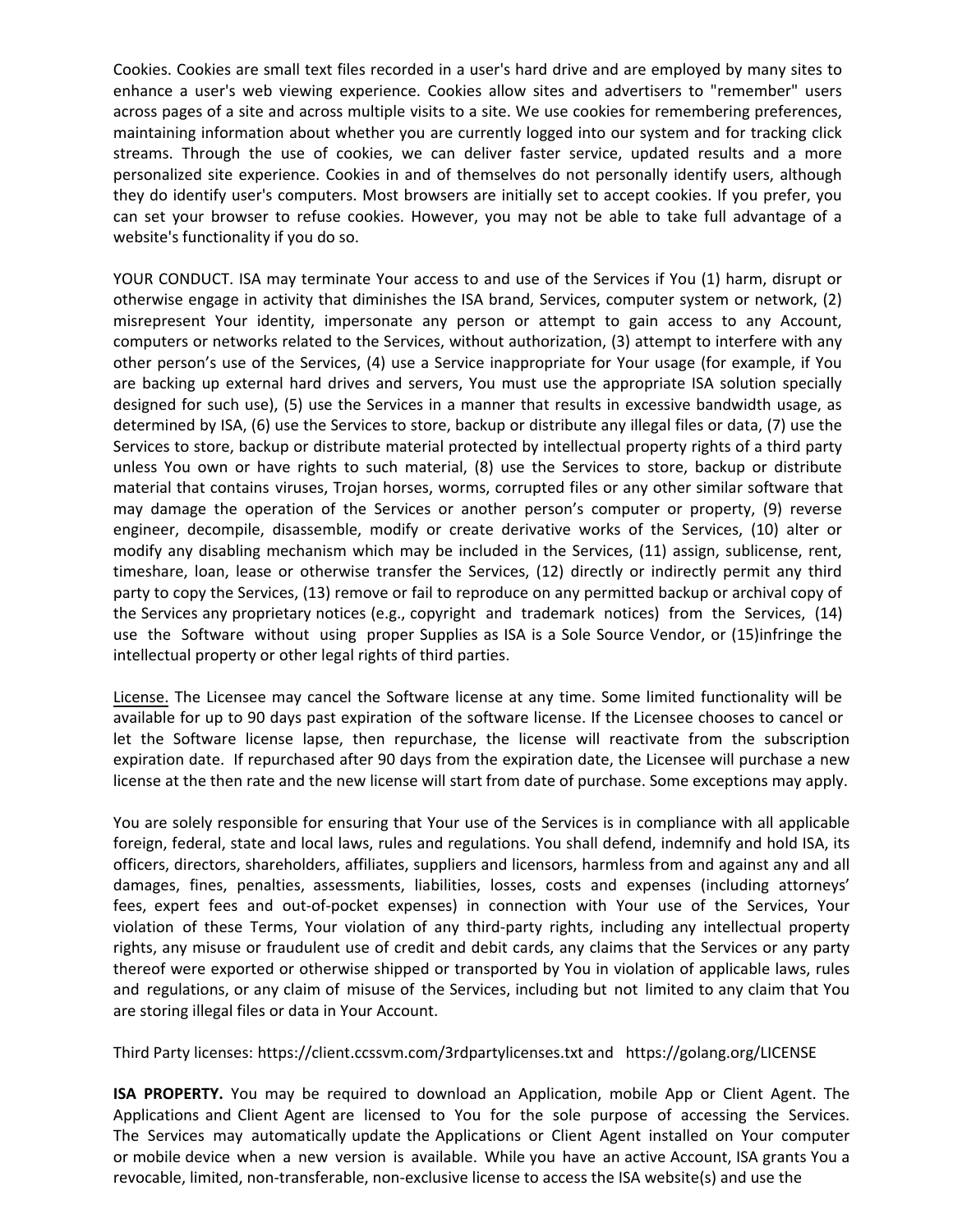Cookies. Cookies are small text files recorded in a user's hard drive and are employed by many sites to enhance a user's web viewing experience. Cookies allow sites and advertisers to "remember" users across pages of a site and across multiple visits to a site. We use cookies for remembering preferences, maintaining information about whether you are currently logged into our system and for tracking click streams. Through the use of cookies, we can deliver faster service, updated results and a more personalized site experience. Cookies in and of themselves do not personally identify users, although they do identify user's computers. Most browsers are initially set to accept cookies. If you prefer, you can set your browser to refuse cookies. However, you may not be able to take full advantage of a website's functionality if you do so.

YOUR CONDUCT. ISA may terminate Your access to and use of the Services if You (1) harm, disrupt or otherwise engage in activity that diminishes the ISA brand, Services, computer system or network, (2) misrepresent Your identity, impersonate any person or attempt to gain access to any Account, computers or networks related to the Services, without authorization, (3) attempt to interfere with any other person's use of the Services, (4) use a Service inappropriate for Your usage (for example, if You are backing up external hard drives and servers, You must use the appropriate ISA solution specially designed for such use), (5) use the Services in a manner that results in excessive bandwidth usage, as determined by ISA, (6) use the Services to store, backup or distribute any illegal files or data, (7) use the Services to store, backup or distribute material protected by intellectual property rights of a third party unless You own or have rights to such material, (8) use the Services to store, backup or distribute material that contains viruses, Trojan horses, worms, corrupted files or any other similar software that may damage the operation of the Services or another person's computer or property, (9) reverse engineer, decompile, disassemble, modify or create derivative works of the Services, (10) alter or modify any disabling mechanism which may be included in the Services, (11) assign, sublicense, rent, timeshare, loan, lease or otherwise transfer the Services, (12) directly or indirectly permit any third party to copy the Services, (13) remove or fail to reproduce on any permitted backup or archival copy of the Services any proprietary notices (e.g., copyright and trademark notices) from the Services, (14) use the Software without using proper Supplies as ISA is a Sole Source Vendor, or (15)infringe the intellectual property or other legal rights of third parties.

License. The Licensee may cancel the Software license at any time. Some limited functionality will be available for up to 90 days past expiration of the software license. If the Licensee chooses to cancel or let the Software license lapse, then repurchase, the license will reactivate from the subscription expiration date. If repurchased after 90 days from the expiration date, the Licensee will purchase a new license at the then rate and the new license will start from date of purchase. Some exceptions may apply.

You are solely responsible for ensuring that Your use of the Services is in compliance with all applicable foreign, federal, state and local laws, rules and regulations. You shall defend, indemnify and hold ISA, its officers, directors, shareholders, affiliates, suppliers and licensors, harmless from and against any and all damages, fines, penalties, assessments, liabilities, losses, costs and expenses (including attorneys' fees, expert fees and out-of-pocket expenses) in connection with Your use of the Services, Your violation of these Terms, Your violation of any third-party rights, including any intellectual property rights, any misuse or fraudulent use of credit and debit cards, any claims that the Services or any party thereof were exported or otherwise shipped or transported by You in violation of applicable laws, rules and regulations, or any claim of misuse of the Services, including but not limited to any claim that You are storing illegal files or data in Your Account.

Third Party licenses: https://client.ccssvm.com/3rdpartylicenses.txt and https://golang.org/LICENSE

**ISA PROPERTY.** You may be required to download an Application, mobile App or Client Agent. The Applications and Client Agent are licensed to You for the sole purpose of accessing the Services. The Services may automatically update the Applications or Client Agent installed on Your computer or mobile device when a new version is available. While you have an active Account, ISA grants You a revocable, limited, non-transferable, non-exclusive license to access the ISA website(s) and use the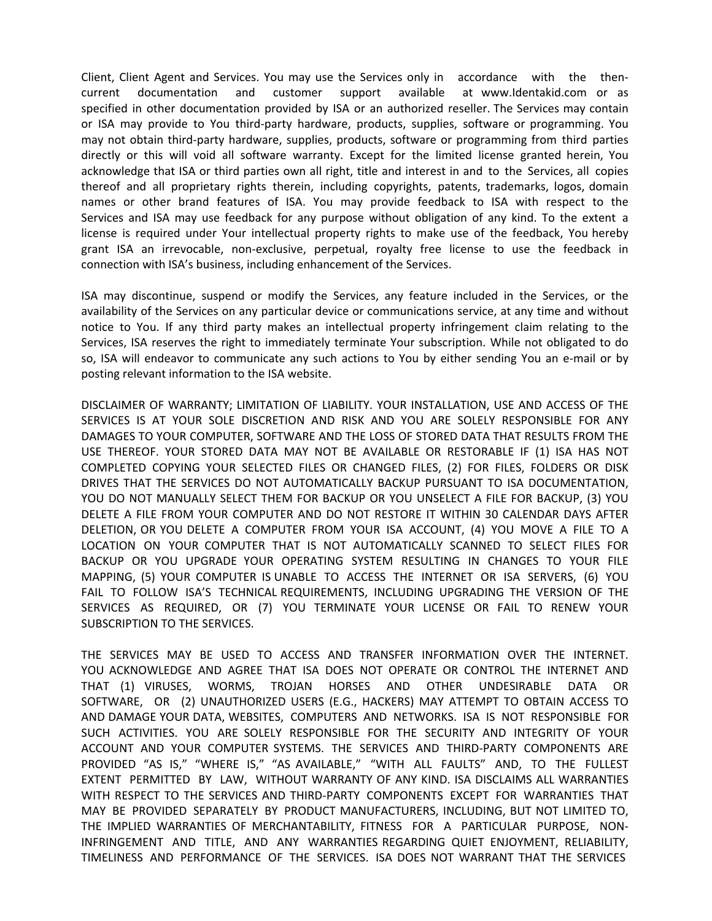Client, Client Agent and Services. You may use the Services only in accordance with the then-current documentation and customer support available at www.Identakid.com or as specified in other documentation provided by ISA or an authorized reseller. The Services may contain or ISA may provide to You third-party hardware, products, supplies, software or programming. You may not obtain third-party hardware, supplies, products, software or programming from third parties directly or this will void all software warranty. Except for the limited license granted herein, You acknowledge that ISA or third parties own all right, title and interest in and to the Services, all copies thereof and all proprietary rights therein, including copyrights, patents, trademarks, logos, domain names or other brand features of ISA. You may provide feedback to ISA with respect to the Services and ISA may use feedback for any purpose without obligation of any kind. To the extent a license is required under Your intellectual property rights to make use of the feedback, You hereby grant ISA an irrevocable, non-exclusive, perpetual, royalty free license to use the feedback in connection with ISA's business, including enhancement of the Services.

ISA may discontinue, suspend or modify the Services, any feature included in the Services, or the availability of the Services on any particular device or communications service, at any time and without notice to You. If any third party makes an intellectual property infringement claim relating to the Services, ISA reserves the right to immediately terminate Your subscription. While not obligated to do so, ISA will endeavor to communicate any such actions to You by either sending You an e-mail or by posting relevant information to the ISA website.

DISCLAIMER OF WARRANTY; LIMITATION OF LIABILITY. YOUR INSTALLATION, USE AND ACCESS OF THE SERVICES IS AT YOUR SOLE DISCRETION AND RISK AND YOU ARE SOLELY RESPONSIBLE FOR ANY DAMAGES TO YOUR COMPUTER, SOFTWARE AND THE LOSS OF STORED DATA THAT RESULTS FROM THE USE THEREOF. YOUR STORED DATA MAY NOT BE AVAILABLE OR RESTORABLE IF (1) ISA HAS NOT COMPLETED COPYING YOUR SELECTED FILES OR CHANGED FILES, (2) FOR FILES, FOLDERS OR DISK DRIVES THAT THE SERVICES DO NOT AUTOMATICALLY BACKUP PURSUANT TO ISA DOCUMENTATION, YOU DO NOT MANUALLY SELECT THEM FOR BACKUP OR YOU UNSELECT A FILE FOR BACKUP, (3) YOU DELETE A FILE FROM YOUR COMPUTER AND DO NOT RESTORE IT WITHIN 30 CALENDAR DAYS AFTER DELETION, OR YOU DELETE A COMPUTER FROM YOUR ISA ACCOUNT, (4) YOU MOVE A FILE TO A LOCATION ON YOUR COMPUTER THAT IS NOT AUTOMATICALLY SCANNED TO SELECT FILES FOR BACKUP OR YOU UPGRADE YOUR OPERATING SYSTEM RESULTING IN CHANGES TO YOUR FILE MAPPING, (5) YOUR COMPUTER IS UNABLE TO ACCESS THE INTERNET OR ISA SERVERS, (6) YOU FAIL TO FOLLOW ISA'S TECHNICAL REQUIREMENTS, INCLUDING UPGRADING THE VERSION OF THE SERVICES AS REQUIRED, OR (7) YOU TERMINATE YOUR LICENSE OR FAIL TO RENEW YOUR SUBSCRIPTION TO THE SERVICES.

THE SERVICES MAY BE USED TO ACCESS AND TRANSFER INFORMATION OVER THE INTERNET. YOU ACKNOWLEDGE AND AGREE THAT ISA DOES NOT OPERATE OR CONTROL THE INTERNET AND THAT (1) VIRUSES, WORMS, TROJAN HORSES AND OTHER UNDESIRABLE DATA OR SOFTWARE, OR (2) UNAUTHORIZED USERS (E.G., HACKERS) MAY ATTEMPT TO OBTAIN ACCESS TO AND DAMAGE YOUR DATA, WEBSITES, COMPUTERS AND NETWORKS. ISA IS NOT RESPONSIBLE FOR SUCH ACTIVITIES. YOU ARE SOLELY RESPONSIBLE FOR THE SECURITY AND INTEGRITY OF YOUR ACCOUNT AND YOUR COMPUTER SYSTEMS. THE SERVICES AND THIRD-PARTY COMPONENTS ARE PROVIDED "AS IS," "WHERE IS," "AS AVAILABLE," "WITH ALL FAULTS" AND, TO THE FULLEST EXTENT PERMITTED BY LAW, WITHOUT WARRANTY OF ANY KIND. ISA DISCLAIMS ALL WARRANTIES WITH RESPECT TO THE SERVICES AND THIRD-PARTY COMPONENTS EXCEPT FOR WARRANTIES THAT MAY BE PROVIDED SEPARATELY BY PRODUCT MANUFACTURERS, INCLUDING, BUT NOT LIMITED TO, THE IMPLIED WARRANTIES OF MERCHANTABILITY, FITNESS FOR A PARTICULAR PURPOSE, NON-INFRINGEMENT AND TITLE, AND ANY WARRANTIES REGARDING QUIET ENJOYMENT, RELIABILITY, TIMELINESS AND PERFORMANCE OF THE SERVICES. ISA DOES NOT WARRANT THAT THE SERVICES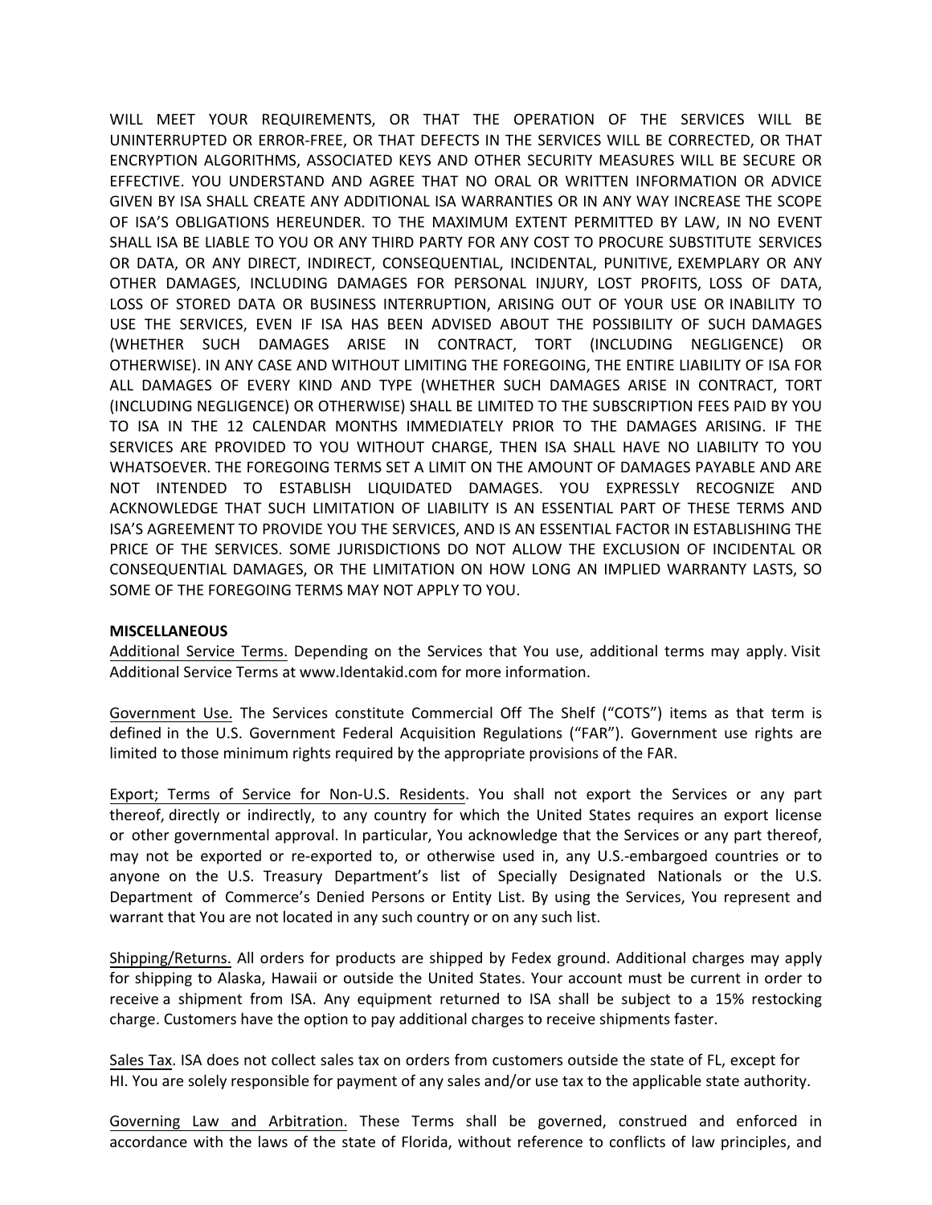WILL MEET YOUR REQUIREMENTS, OR THAT THE OPERATION OF THE SERVICES WILL BE UNINTERRUPTED OR ERROR-FREE, OR THAT DEFECTS IN THE SERVICES WILL BE CORRECTED, OR THAT ENCRYPTION ALGORITHMS, ASSOCIATED KEYS AND OTHER SECURITY MEASURES WILL BE SECURE OR EFFECTIVE. YOU UNDERSTAND AND AGREE THAT NO ORAL OR WRITTEN INFORMATION OR ADVICE GIVEN BY ISA SHALL CREATE ANY ADDITIONAL ISA WARRANTIES OR IN ANY WAY INCREASE THE SCOPE OF ISA'S OBLIGATIONS HEREUNDER. TO THE MAXIMUM EXTENT PERMITTED BY LAW, IN NO EVENT SHALL ISA BE LIABLE TO YOU OR ANY THIRD PARTY FOR ANY COST TO PROCURE SUBSTITUTE SERVICES OR DATA, OR ANY DIRECT, INDIRECT, CONSEQUENTIAL, INCIDENTAL, PUNITIVE, EXEMPLARY OR ANY OTHER DAMAGES, INCLUDING DAMAGES FOR PERSONAL INJURY, LOST PROFITS, LOSS OF DATA, LOSS OF STORED DATA OR BUSINESS INTERRUPTION, ARISING OUT OF YOUR USE OR INABILITY TO USE THE SERVICES, EVEN IF ISA HAS BEEN ADVISED ABOUT THE POSSIBILITY OF SUCH DAMAGES (WHETHER SUCH DAMAGES ARISE IN CONTRACT, TORT (INCLUDING NEGLIGENCE) OR OTHERWISE). IN ANY CASE AND WITHOUT LIMITING THE FOREGOING, THE ENTIRE LIABILITY OF ISA FOR ALL DAMAGES OF EVERY KIND AND TYPE (WHETHER SUCH DAMAGES ARISE IN CONTRACT, TORT (INCLUDING NEGLIGENCE) OR OTHERWISE) SHALL BE LIMITED TO THE SUBSCRIPTION FEES PAID BY YOU TO ISA IN THE 12 CALENDAR MONTHS IMMEDIATELY PRIOR TO THE DAMAGES ARISING. IF THE SERVICES ARE PROVIDED TO YOU WITHOUT CHARGE, THEN ISA SHALL HAVE NO LIABILITY TO YOU WHATSOEVER. THE FOREGOING TERMS SET A LIMIT ON THE AMOUNT OF DAMAGES PAYABLE AND ARE NOT INTENDED TO ESTABLISH LIQUIDATED DAMAGES. YOU EXPRESSLY RECOGNIZE AND ACKNOWLEDGE THAT SUCH LIMITATION OF LIABILITY IS AN ESSENTIAL PART OF THESE TERMS AND ISA'S AGREEMENT TO PROVIDE YOU THE SERVICES, AND IS AN ESSENTIAL FACTOR IN ESTABLISHING THE PRICE OF THE SERVICES. SOME JURISDICTIONS DO NOT ALLOW THE EXCLUSION OF INCIDENTAL OR CONSEQUENTIAL DAMAGES, OR THE LIMITATION ON HOW LONG AN IMPLIED WARRANTY LASTS, SO SOME OF THE FOREGOING TERMS MAY NOT APPLY TO YOU.

**MISCELLANEOUS**

Additional Service Terms. Depending on the Services that You use, additional terms may apply. Visit Additional Service Terms at www.Identakid.com for more information.

Government Use. The Services constitute Commercial Off The Shelf ("COTS") items as that term is defined in the U.S. Government Federal Acquisition Regulations ("FAR"). Government use rights are limited to those minimum rights required by the appropriate provisions of the FAR.

Export; Terms of Service for Non-U.S. Residents. You shall not export the Services or any part thereof, directly or indirectly, to any country for which the United States requires an export license or other governmental approval. In particular, You acknowledge that the Services or any part thereof, may not be exported or re-exported to, or otherwise used in, any U.S.-embargoed countries or to anyone on the U.S. Treasury Department's list of Specially Designated Nationals or the U.S. Department of Commerce's Denied Persons or Entity List. By using the Services, You represent and warrant that You are not located in any such country or on any such list.

Shipping/Returns. All orders for products are shipped by Fedex ground. Additional charges may apply for shipping to Alaska, Hawaii or outside the United States. Your account must be current in order to receive a shipment from ISA. Any equipment returned to ISA shall be subject to a 15% restocking charge. Customers have the option to pay additional charges to receive shipments faster.

Sales Tax. ISA does not collect sales tax on orders from customers outside the state of FL, except for HI. You are solely responsible for payment of any sales and/or use tax to the applicable state authority.

Governing Law and Arbitration. These Terms shall be governed, construed and enforced in accordance with the laws of the state of Florida, without reference to conflicts of law principles, and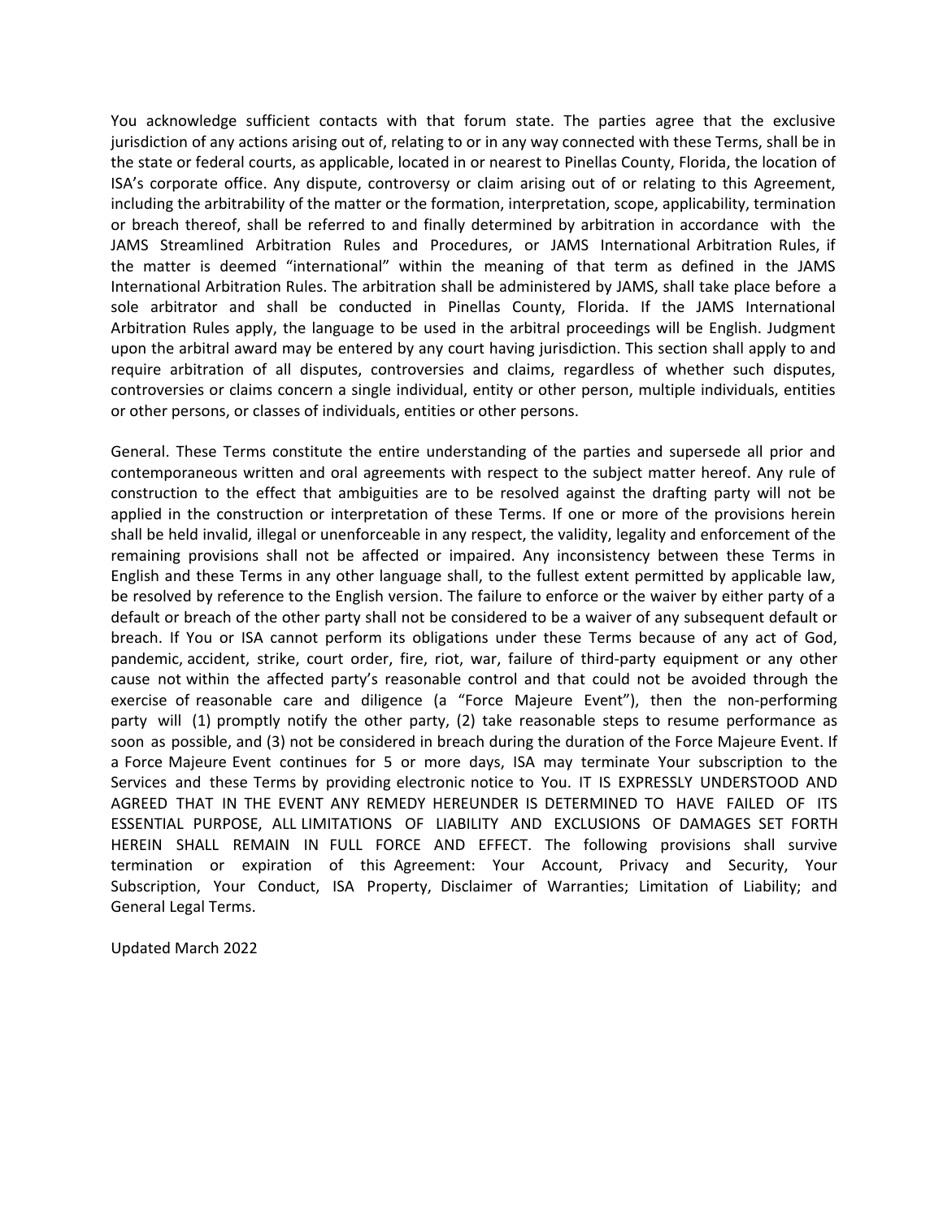You acknowledge sufficient contacts with that forum state. The parties agree that the exclusive jurisdiction of any actions arising out of, relating to or in any way connected with these Terms, shall be in the state or federal courts, as applicable, located in or nearest to Pinellas County, Florida, the location of ISA's corporate office. Any dispute, controversy or claim arising out of or relating to this Agreement, including the arbitrability of the matter or the formation, interpretation, scope, applicability, termination or breach thereof, shall be referred to and finally determined by arbitration in accordance with the JAMS Streamlined Arbitration Rules and Procedures, or JAMS International Arbitration Rules, if the matter is deemed "international" within the meaning of that term as defined in the JAMS International Arbitration Rules. The arbitration shall be administered by JAMS, shall take place before a sole arbitrator and shall be conducted in Pinellas County, Florida. If the JAMS International Arbitration Rules apply, the language to be used in the arbitral proceedings will be English. Judgment upon the arbitral award may be entered by any court having jurisdiction. This section shall apply to and require arbitration of all disputes, controversies and claims, regardless of whether such disputes, controversies or claims concern a single individual, entity or other person, multiple individuals, entities or other persons, or classes of individuals, entities or other persons.

General. These Terms constitute the entire understanding of the parties and supersede all prior and contemporaneous written and oral agreements with respect to the subject matter hereof. Any rule of construction to the effect that ambiguities are to be resolved against the drafting party will not be applied in the construction or interpretation of these Terms. If one or more of the provisions herein shall be held invalid, illegal or unenforceable in any respect, the validity, legality and enforcement of the remaining provisions shall not be affected or impaired. Any inconsistency between these Terms in English and these Terms in any other language shall, to the fullest extent permitted by applicable law, be resolved by reference to the English version. The failure to enforce or the waiver by either party of a default or breach of the other party shall not be considered to be a waiver of any subsequent default or breach. If You or ISA cannot perform its obligations under these Terms because of any act of God, pandemic, accident, strike, court order, fire, riot, war, failure of third-party equipment or any other cause not within the affected party's reasonable control and that could not be avoided through the exercise of reasonable care and diligence (a "Force Majeure Event"), then the non-performing party will (1) promptly notify the other party, (2) take reasonable steps to resume performance as soon as possible, and (3) not be considered in breach during the duration of the Force Majeure Event. If a Force Majeure Event continues for 5 or more days, ISA may terminate Your subscription to the Services and these Terms by providing electronic notice to You. IT IS EXPRESSLY UNDERSTOOD AND AGREED THAT IN THE EVENT ANY REMEDY HEREUNDER IS DETERMINED TO HAVE FAILED OF ITS ESSENTIAL PURPOSE, ALL LIMITATIONS OF LIABILITY AND EXCLUSIONS OF DAMAGES SET FORTH HEREIN SHALL REMAIN IN FULL FORCE AND EFFECT. The following provisions shall survive termination or expiration of this Agreement: Your Account, Privacy and Security, Your Subscription, Your Conduct, ISA Property, Disclaimer of Warranties; Limitation of Liability; and General Legal Terms.

Updated March 2022